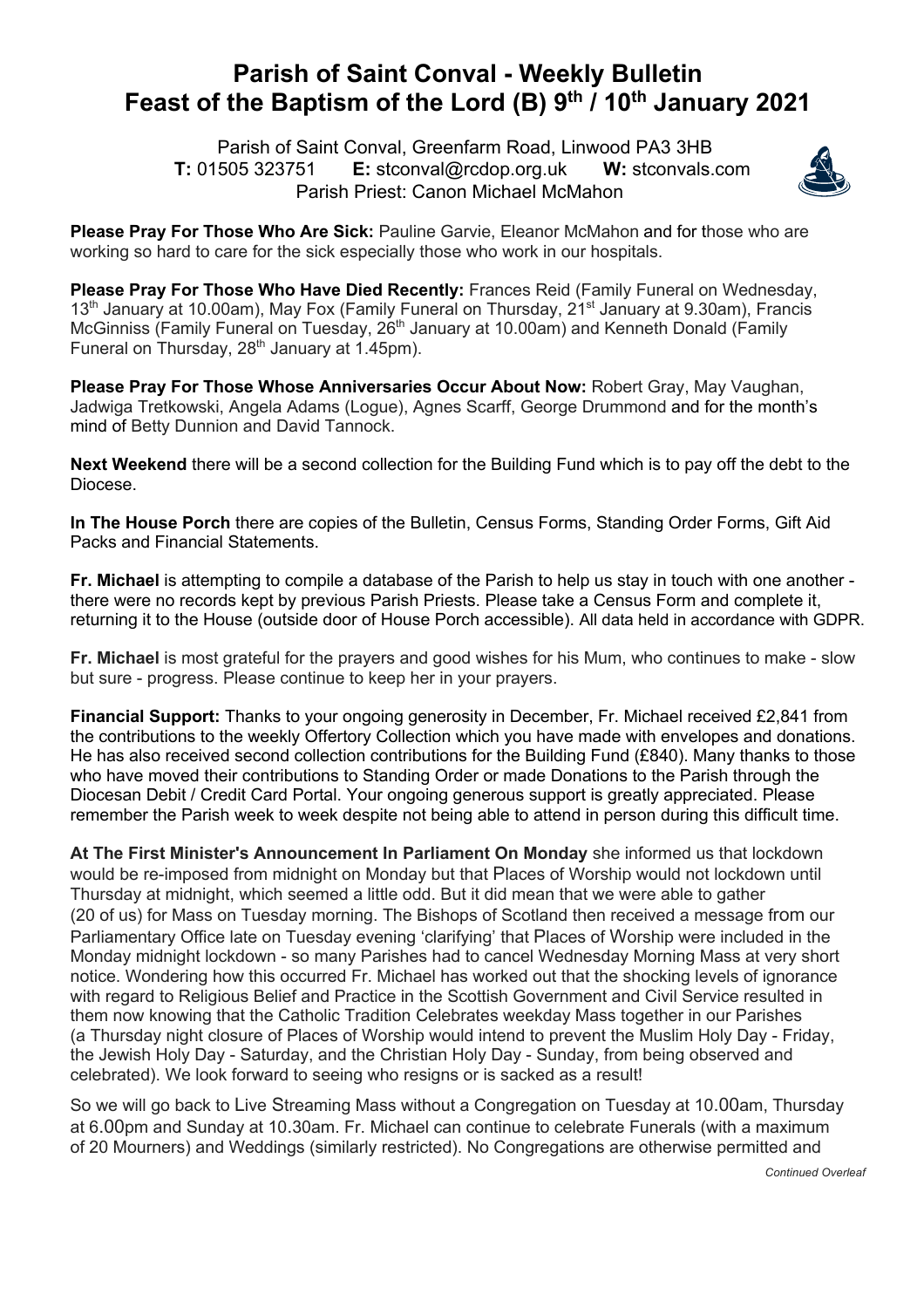# Parish of Saint Conval - Weekly Bulletin
# Feast of the Baptism of the Lord (B) 9th / 10th January 2021

Parish of Saint Conval, Greenfarm Road, Linwood PA3 3HB
**T:** 01505 323751 **E:** stconval@rcdop.org.uk **W:** stconvals.com
Parish Priest: Canon Michael McMahon

**Please Pray For Those Who Are Sick:** Pauline Garvie, Eleanor McMahon and for those who are working so hard to care for the sick especially those who work in our hospitals.

**Please Pray For Those Who Have Died Recently:** Frances Reid (Family Funeral on Wednesday, 13th January at 10.00am), May Fox (Family Funeral on Thursday, 21st January at 9.30am), Francis McGinniss (Family Funeral on Tuesday, 26th January at 10.00am) and Kenneth Donald (Family Funeral on Thursday, 28th January at 1.45pm).

**Please Pray For Those Whose Anniversaries Occur About Now:** Robert Gray, May Vaughan, Jadwiga Tretkowski, Angela Adams (Logue), Agnes Scarff, George Drummond and for the month's mind of Betty Dunnion and David Tannock.

**Next Weekend** there will be a second collection for the Building Fund which is to pay off the debt to the Diocese.

**In The House Porch** there are copies of the Bulletin, Census Forms, Standing Order Forms, Gift Aid Packs and Financial Statements.

**Fr. Michael** is attempting to compile a database of the Parish to help us stay in touch with one another - there were no records kept by previous Parish Priests. Please take a Census Form and complete it, returning it to the House (outside door of House Porch accessible). All data held in accordance with GDPR.

**Fr. Michael** is most grateful for the prayers and good wishes for his Mum, who continues to make - slow but sure - progress. Please continue to keep her in your prayers.

**Financial Support:** Thanks to your ongoing generosity in December, Fr. Michael received £2,841 from the contributions to the weekly Offertory Collection which you have made with envelopes and donations. He has also received second collection contributions for the Building Fund (£840). Many thanks to those who have moved their contributions to Standing Order or made Donations to the Parish through the Diocesan Debit / Credit Card Portal. Your ongoing generous support is greatly appreciated. Please remember the Parish week to week despite not being able to attend in person during this difficult time.

**At The First Minister's Announcement In Parliament On Monday** she informed us that lockdown would be re-imposed from midnight on Monday but that Places of Worship would not lockdown until Thursday at midnight, which seemed a little odd. But it did mean that we were able to gather (20 of us) for Mass on Tuesday morning. The Bishops of Scotland then received a message from our Parliamentary Office late on Tuesday evening 'clarifying' that Places of Worship were included in the Monday midnight lockdown - so many Parishes had to cancel Wednesday Morning Mass at very short notice. Wondering how this occurred Fr. Michael has worked out that the shocking levels of ignorance with regard to Religious Belief and Practice in the Scottish Government and Civil Service resulted in them now knowing that the Catholic Tradition Celebrates weekday Mass together in our Parishes (a Thursday night closure of Places of Worship would intend to prevent the Muslim Holy Day - Friday, the Jewish Holy Day - Saturday, and the Christian Holy Day - Sunday, from being observed and celebrated). We look forward to seeing who resigns or is sacked as a result!

So we will go back to Live Streaming Mass without a Congregation on Tuesday at 10.00am, Thursday at 6.00pm and Sunday at 10.30am. Fr. Michael can continue to celebrate Funerals (with a maximum of 20 Mourners) and Weddings (similarly restricted). No Congregations are otherwise permitted and

*Continued Overleaf*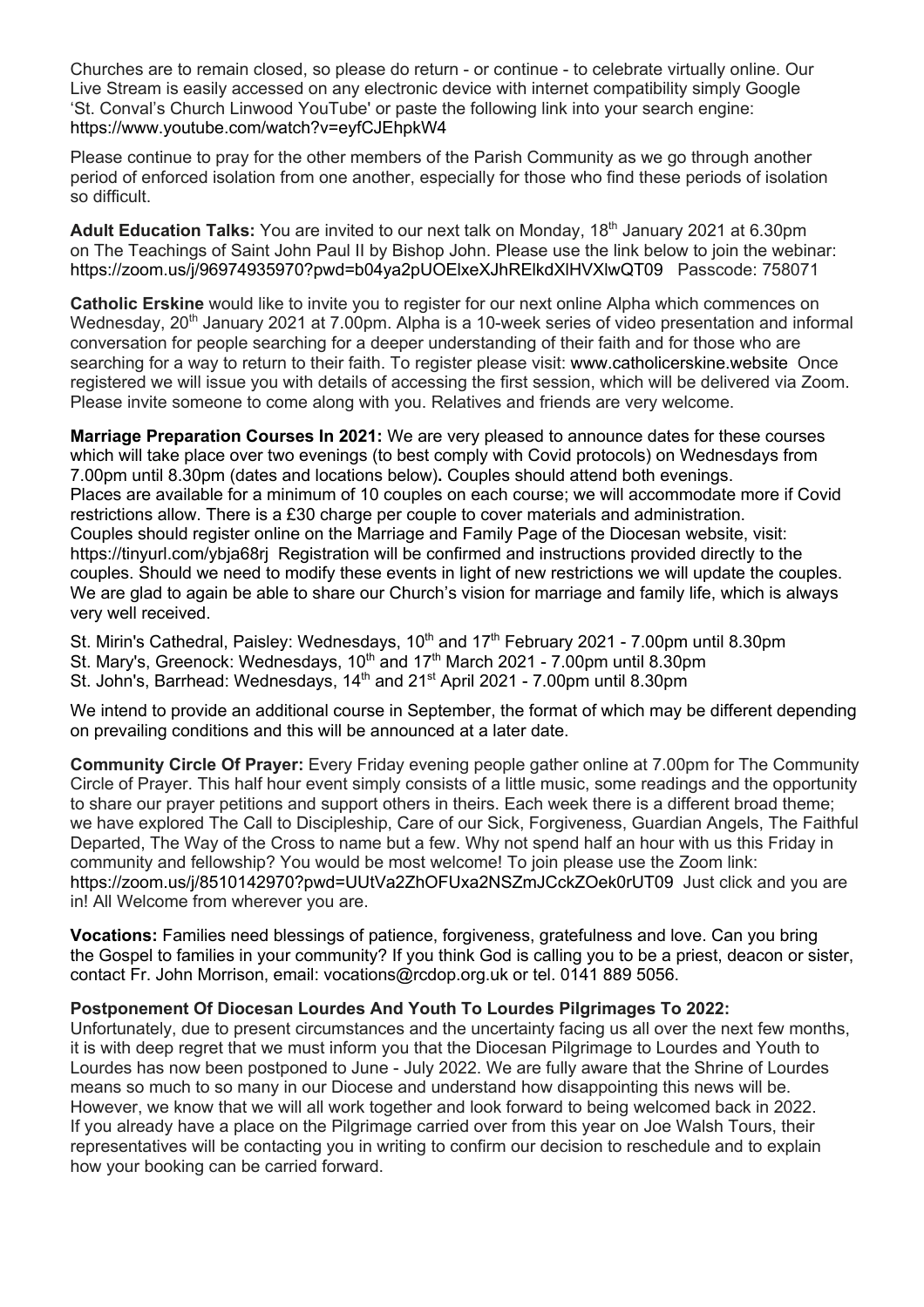Churches are to remain closed, so please do return - or continue - to celebrate virtually online. Our Live Stream is easily accessed on any electronic device with internet compatibility simply Google 'St. Conval's Church Linwood YouTube' or paste the following link into your search engine: https://www.youtube.com/watch?v=eyfCJEhpkW4

Please continue to pray for the other members of the Parish Community as we go through another period of enforced isolation from one another, especially for those who find these periods of isolation so difficult.

**Adult Education Talks:** You are invited to our next talk on Monday, 18th January 2021 at 6.30pm on The Teachings of Saint John Paul II by Bishop John. Please use the link below to join the webinar: https://zoom.us/j/96974935970?pwd=b04ya2pUOElxeXJhRElkdXlHVXlwQT09 Passcode: 758071

**Catholic Erskine** would like to invite you to register for our next online Alpha which commences on Wednesday, 20th January 2021 at 7.00pm. Alpha is a 10-week series of video presentation and informal conversation for people searching for a deeper understanding of their faith and for those who are searching for a way to return to their faith. To register please visit: www.catholicerskine.website Once registered we will issue you with details of accessing the first session, which will be delivered via Zoom. Please invite someone to come along with you. Relatives and friends are very welcome.

**Marriage Preparation Courses In 2021:** We are very pleased to announce dates for these courses which will take place over two evenings (to best comply with Covid protocols) on Wednesdays from 7.00pm until 8.30pm (dates and locations below). Couples should attend both evenings.
Places are available for a minimum of 10 couples on each course; we will accommodate more if Covid restrictions allow. There is a £30 charge per couple to cover materials and administration.
Couples should register online on the Marriage and Family Page of the Diocesan website, visit: https://tinyurl.com/ybja68rj Registration will be confirmed and instructions provided directly to the couples. Should we need to modify these events in light of new restrictions we will update the couples. We are glad to again be able to share our Church's vision for marriage and family life, which is always very well received.

St. Mirin's Cathedral, Paisley: Wednesdays, 10th and 17th February 2021 - 7.00pm until 8.30pm
St. Mary's, Greenock: Wednesdays, 10th and 17th March 2021 - 7.00pm until 8.30pm
St. John's, Barrhead: Wednesdays, 14th and 21st April 2021 - 7.00pm until 8.30pm

We intend to provide an additional course in September, the format of which may be different depending on prevailing conditions and this will be announced at a later date.

**Community Circle Of Prayer:** Every Friday evening people gather online at 7.00pm for The Community Circle of Prayer. This half hour event simply consists of a little music, some readings and the opportunity to share our prayer petitions and support others in theirs. Each week there is a different broad theme; we have explored The Call to Discipleship, Care of our Sick, Forgiveness, Guardian Angels, The Faithful Departed, The Way of the Cross to name but a few. Why not spend half an hour with us this Friday in community and fellowship? You would be most welcome! To join please use the Zoom link: https://zoom.us/j/8510142970?pwd=UUtVa2ZhOFUxa2NSZmJCckZOek0rUT09 Just click and you are in! All Welcome from wherever you are.

**Vocations:** Families need blessings of patience, forgiveness, gratefulness and love. Can you bring the Gospel to families in your community? If you think God is calling you to be a priest, deacon or sister, contact Fr. John Morrison, email: vocations@rcdop.org.uk or tel. 0141 889 5056.

**Postponement Of Diocesan Lourdes And Youth To Lourdes Pilgrimages To 2022:**
Unfortunately, due to present circumstances and the uncertainty facing us all over the next few months, it is with deep regret that we must inform you that the Diocesan Pilgrimage to Lourdes and Youth to Lourdes has now been postponed to June - July 2022. We are fully aware that the Shrine of Lourdes means so much to so many in our Diocese and understand how disappointing this news will be. However, we know that we will all work together and look forward to being welcomed back in 2022. If you already have a place on the Pilgrimage carried over from this year on Joe Walsh Tours, their representatives will be contacting you in writing to confirm our decision to reschedule and to explain how your booking can be carried forward.